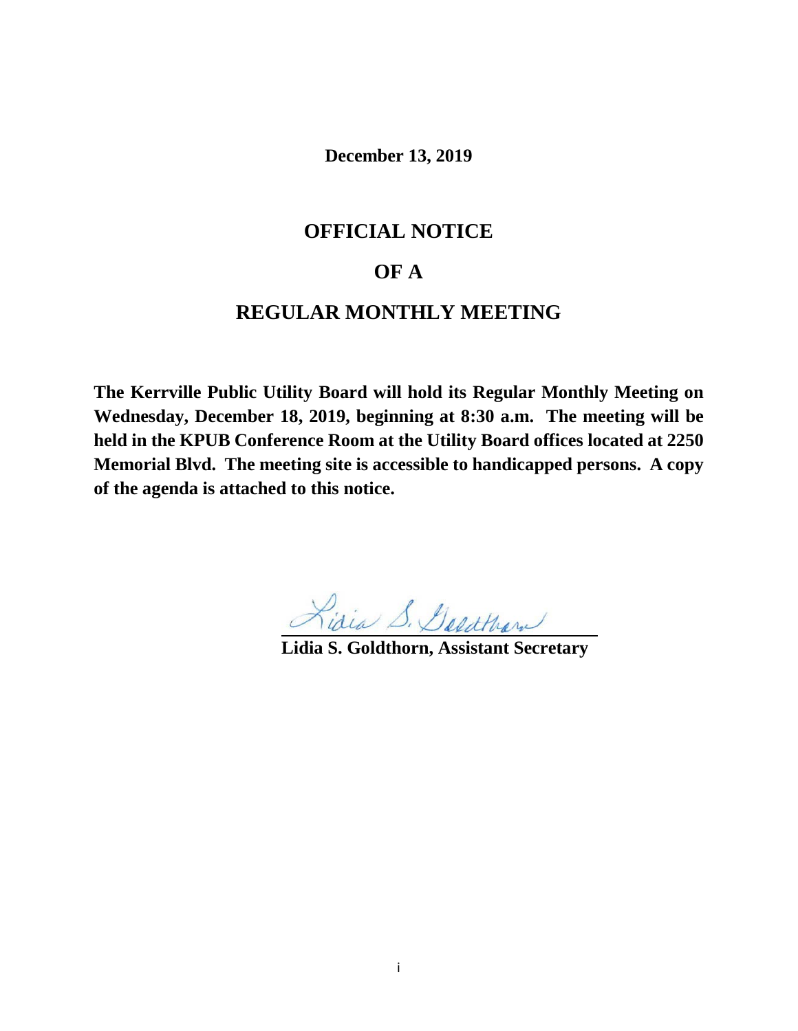**December 13, 2019**

# OFFICIAL NOTICE

# OF A

# REGULAR MONTHLY MEETING

**The Kerrville Public Utility Board will hold its Regular Monthly Meeting on Wednesday, December 18, 2019, beginning at 8:30 a.m. The meeting will be held in the KPUB Conference Room at the Utility Board offices located at 2250 Memorial Blvd. The meeting site is accessible to handicapped persons. A copy of the agenda is attached to this notice.**

Lidia S. Goldthorn

**Lidia S. Goldthorn, Assistant Secretary**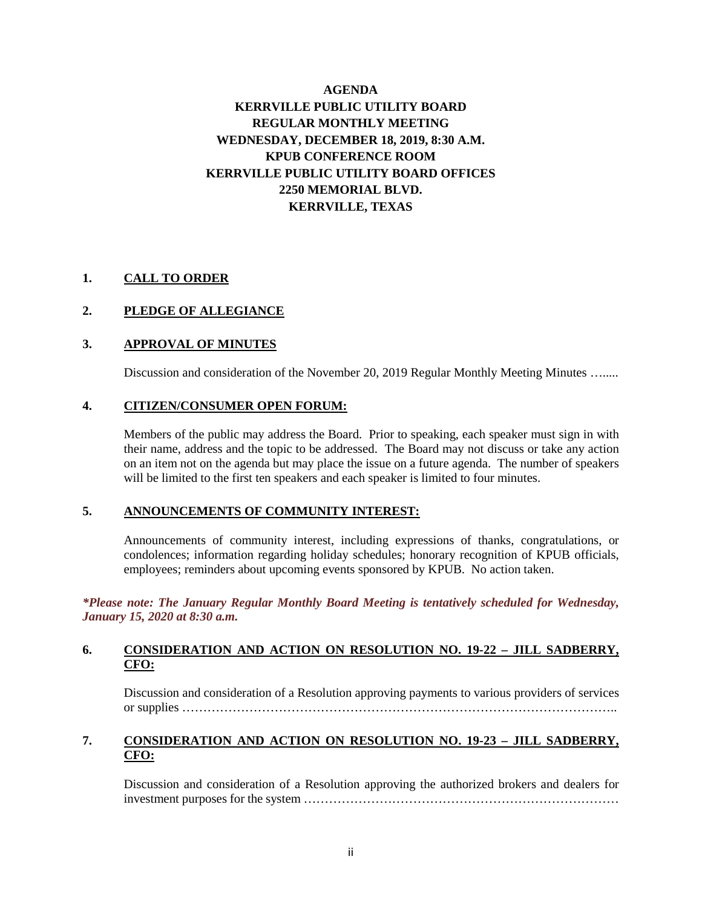**AGENDA**
**KERRVILLE PUBLIC UTILITY BOARD**
**REGULAR MONTHLY MEETING**
**WEDNESDAY, DECEMBER 18, 2019, 8:30 A.M.**
**KPUB CONFERENCE ROOM**
**KERRVILLE PUBLIC UTILITY BOARD OFFICES**
**2250 MEMORIAL BLVD.**
**KERRVILLE, TEXAS**

**1. CALL TO ORDER**

**2. PLEDGE OF ALLEGIANCE**

**3. APPROVAL OF MINUTES**

Discussion and consideration of the November 20, 2019 Regular Monthly Meeting Minutes …......

**4. CITIZEN/CONSUMER OPEN FORUM:**

Members of the public may address the Board. Prior to speaking, each speaker must sign in with their name, address and the topic to be addressed. The Board may not discuss or take any action on an item not on the agenda but may place the issue on a future agenda. The number of speakers will be limited to the first ten speakers and each speaker is limited to four minutes.

**5. ANNOUNCEMENTS OF COMMUNITY INTEREST:**

Announcements of community interest, including expressions of thanks, congratulations, or condolences; information regarding holiday schedules; honorary recognition of KPUB officials, employees; reminders about upcoming events sponsored by KPUB. No action taken.

***Please note: The January Regular Monthly Board Meeting is tentatively scheduled for Wednesday, January 15, 2020 at 8:30 a.m.***

**6. CONSIDERATION AND ACTION ON RESOLUTION NO. 19-22 – JILL SADBERRY, CFO:**

Discussion and consideration of a Resolution approving payments to various providers of services or supplies ………………………………………………………………………………………..

**7. CONSIDERATION AND ACTION ON RESOLUTION NO. 19-23 – JILL SADBERRY, CFO:**

Discussion and consideration of a Resolution approving the authorized brokers and dealers for investment purposes for the system …………………………………………………………………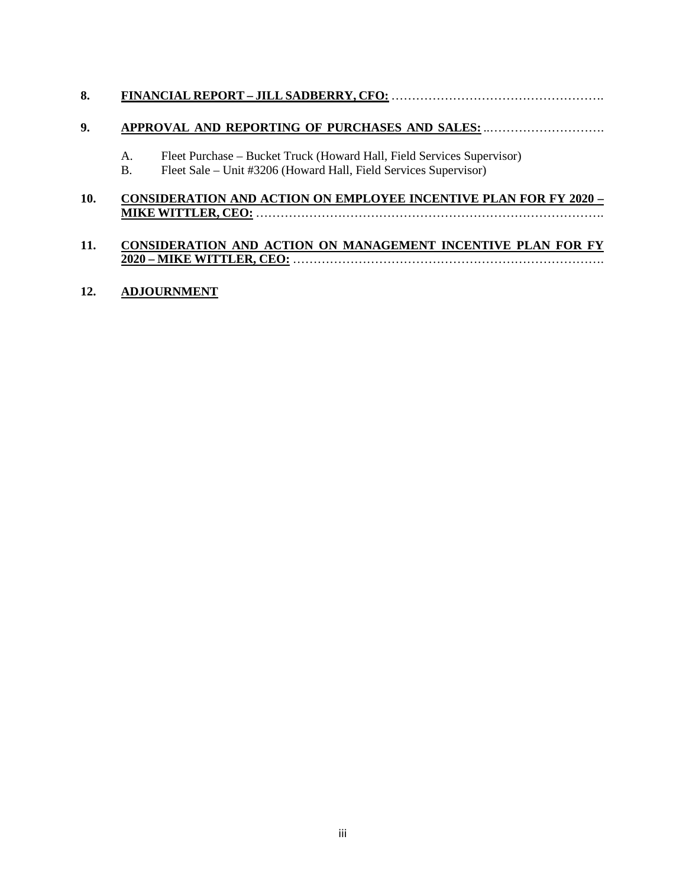**8.** **<u>FINANCIAL REPORT – JILL SADBERRY, CFO:</u>** …………………………………………….

**9.** **<u>APPROVAL AND REPORTING OF PURCHASES AND SALES:</u>** ..……………………….

A. Fleet Purchase – Bucket Truck (Howard Hall, Field Services Supervisor)
B. Fleet Sale – Unit #3206 (Howard Hall, Field Services Supervisor)

**10.** **<u>CONSIDERATION AND ACTION ON EMPLOYEE INCENTIVE PLAN FOR FY 2020 – MIKE WITTLER, CEO:</u>** ……………………………………………………………………….

**11.** **<u>CONSIDERATION AND ACTION ON MANAGEMENT INCENTIVE PLAN FOR FY 2020 – MIKE WITTLER, CEO:</u>** ………………………………………………………………….

**12.** **<u>ADJOURNMENT</u>**